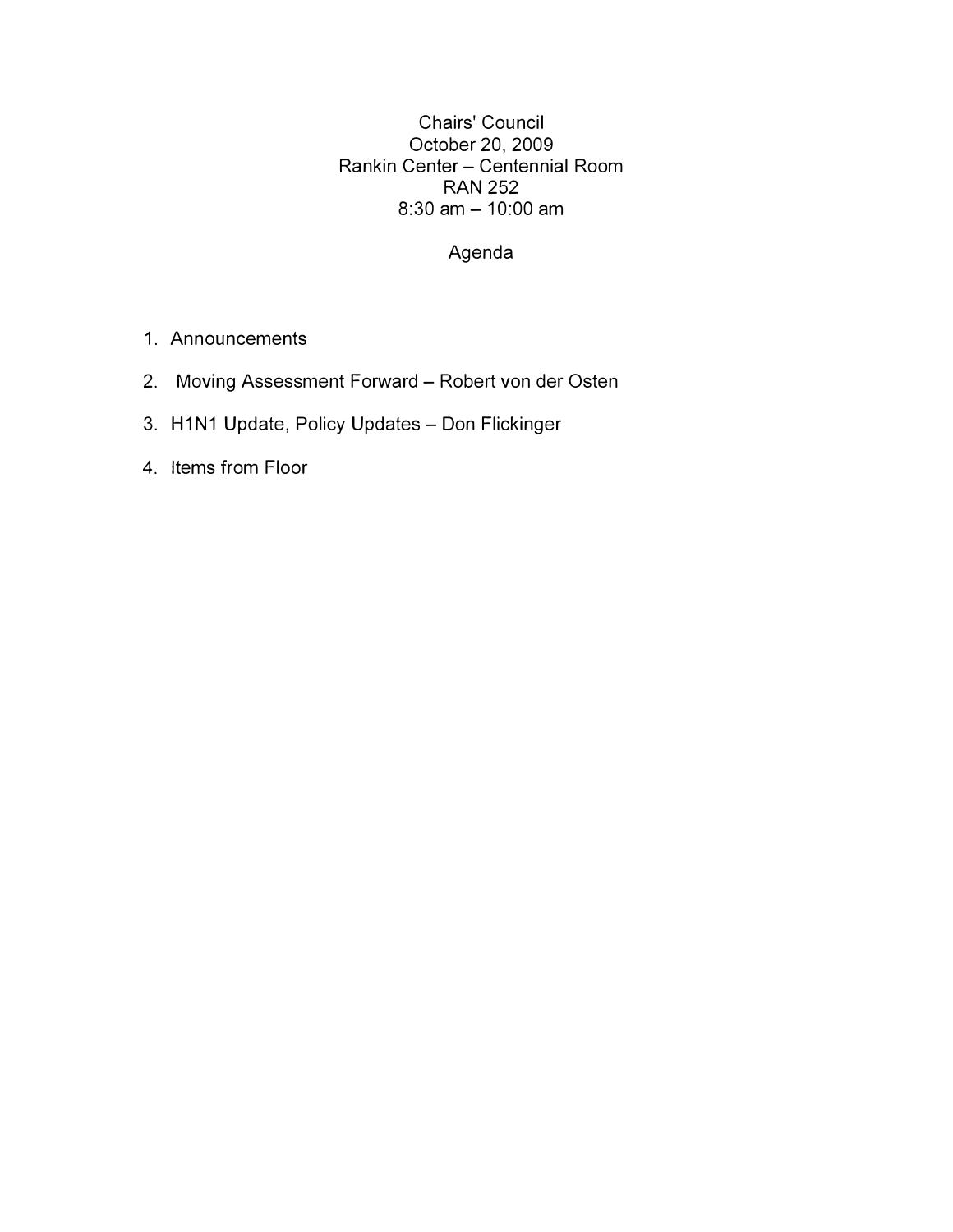# Chairs' Council

October 20, 2009
Rankin Center – Centennial Room
RAN 252
8:30 am – 10:00 am

## Agenda

1. Announcements
2. Moving Assessment Forward – Robert von der Osten
3. H1N1 Update, Policy Updates – Don Flickinger
4. Items from Floor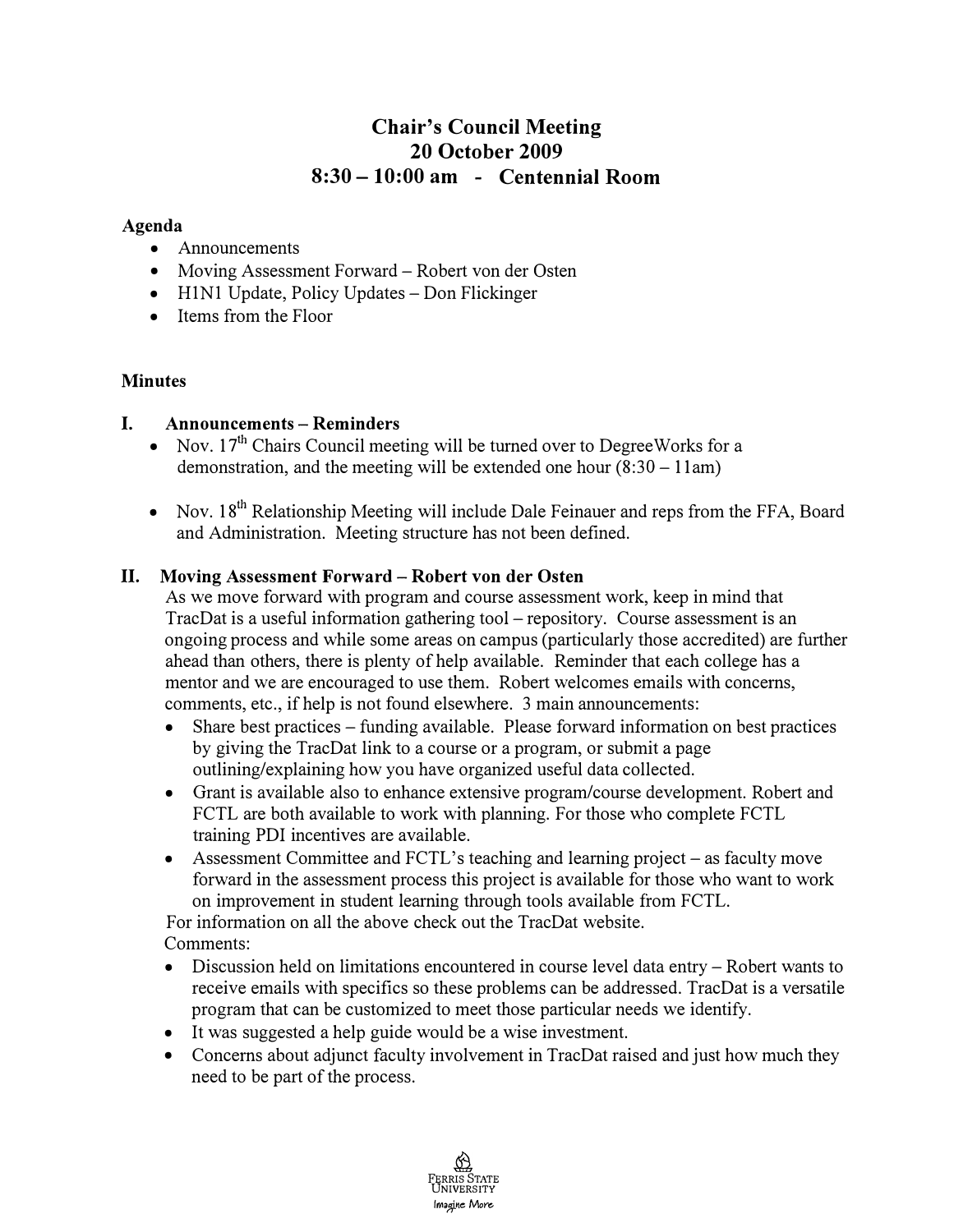# Chair's Council Meeting
# 20 October 2009
# 8:30 – 10:00 am - Centennial Room

**Agenda**

- Announcements
- Moving Assessment Forward – Robert von der Osten
- H1N1 Update, Policy Updates – Don Flickinger
- Items from the Floor

**Minutes**

## I. Announcements – Reminders

- Nov. 17th Chairs Council meeting will be turned over to DegreeWorks for a demonstration, and the meeting will be extended one hour (8:30 – 11am)

- Nov. 18th Relationship Meeting will include Dale Feinauer and reps from the FFA, Board and Administration. Meeting structure has not been defined.

## II. Moving Assessment Forward – Robert von der Osten

As we move forward with program and course assessment work, keep in mind that TracDat is a useful information gathering tool – repository. Course assessment is an ongoing process and while some areas on campus (particularly those accredited) are further ahead than others, there is plenty of help available. Reminder that each college has a mentor and we are encouraged to use them. Robert welcomes emails with concerns, comments, etc., if help is not found elsewhere. 3 main announcements:

- Share best practices – funding available. Please forward information on best practices by giving the TracDat link to a course or a program, or submit a page outlining/explaining how you have organized useful data collected.
- Grant is available also to enhance extensive program/course development. Robert and FCTL are both available to work with planning. For those who complete FCTL training PDI incentives are available.
- Assessment Committee and FCTL's teaching and learning project – as faculty move forward in the assessment process this project is available for those who want to work on improvement in student learning through tools available from FCTL.

For information on all the above check out the TracDat website.

Comments:

- Discussion held on limitations encountered in course level data entry – Robert wants to receive emails with specifics so these problems can be addressed. TracDat is a versatile program that can be customized to meet those particular needs we identify.
- It was suggested a help guide would be a wise investment.
- Concerns about adjunct faculty involvement in TracDat raised and just how much they need to be part of the process.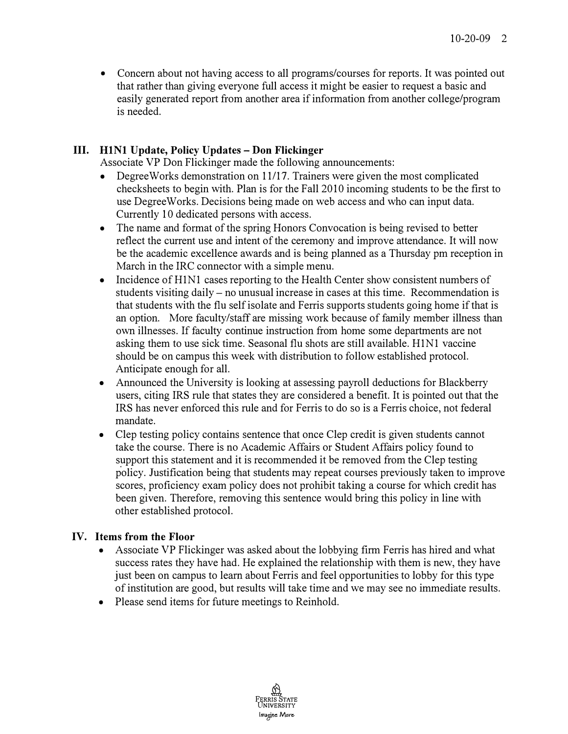- Concern about not having access to all programs/courses for reports. It was pointed out that rather than giving everyone full access it might be easier to request a basic and easily generated report from another area if information from another college/program is needed.

## III. H1N1 Update, Policy Updates – Don Flickinger

Associate VP Don Flickinger made the following announcements:

- DegreeWorks demonstration on 11/17. Trainers were given the most complicated checksheets to begin with. Plan is for the Fall 2010 incoming students to be the first to use DegreeWorks. Decisions being made on web access and who can input data. Currently 10 dedicated persons with access.
- The name and format of the spring Honors Convocation is being revised to better reflect the current use and intent of the ceremony and improve attendance. It will now be the academic excellence awards and is being planned as a Thursday pm reception in March in the IRC connector with a simple menu.
- Incidence of H1N1 cases reporting to the Health Center show consistent numbers of students visiting daily – no unusual increase in cases at this time. Recommendation is that students with the flu self isolate and Ferris supports students going home if that is an option. More faculty/staff are missing work because of family member illness than own illnesses. If faculty continue instruction from home some departments are not asking them to use sick time. Seasonal flu shots are still available. H1N1 vaccine should be on campus this week with distribution to follow established protocol. Anticipate enough for all.
- Announced the University is looking at assessing payroll deductions for Blackberry users, citing IRS rule that states they are considered a benefit. It is pointed out that the IRS has never enforced this rule and for Ferris to do so is a Ferris choice, not federal mandate.
- Clep testing policy contains sentence that once Clep credit is given students cannot take the course. There is no Academic Affairs or Student Affairs policy found to support this statement and it is recommended it be removed from the Clep testing policy. Justification being that students may repeat courses previously taken to improve scores, proficiency exam policy does not prohibit taking a course for which credit has been given. Therefore, removing this sentence would bring this policy in line with other established protocol.

## IV. Items from the Floor

- Associate VP Flickinger was asked about the lobbying firm Ferris has hired and what success rates they have had. He explained the relationship with them is new, they have just been on campus to learn about Ferris and feel opportunities to lobby for this type of institution are good, but results will take time and we may see no immediate results.
- Please send items for future meetings to Reinhold.